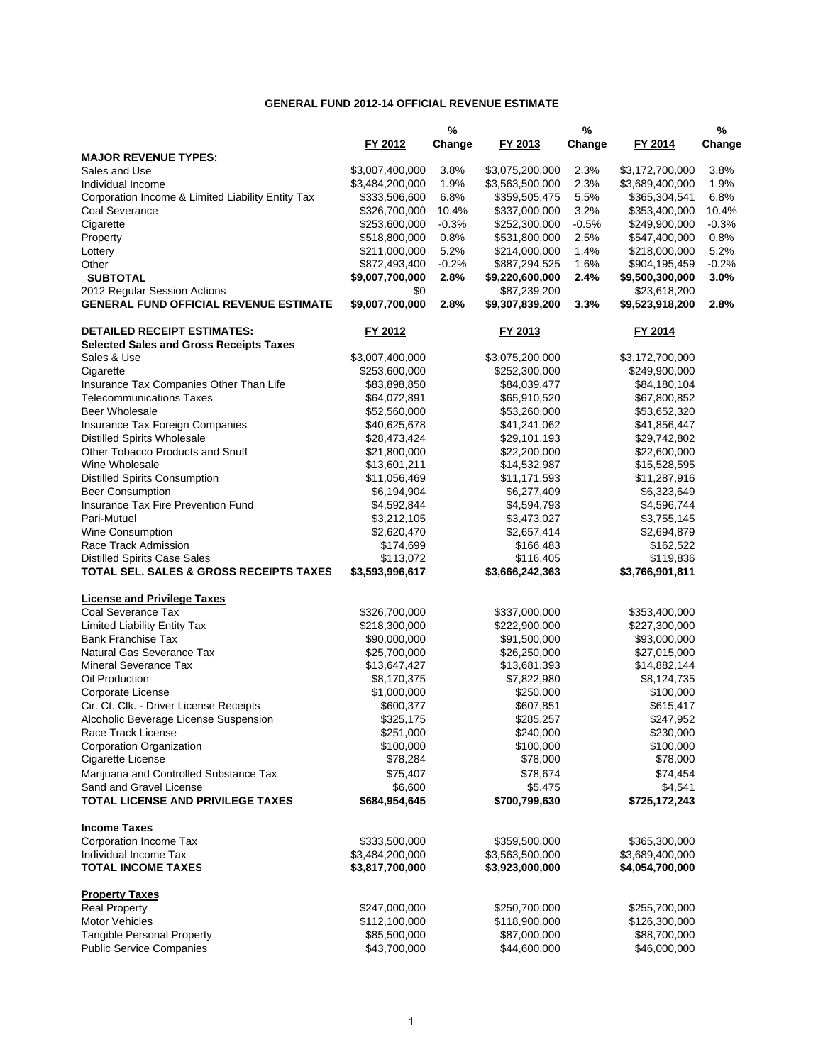# GENERAL FUND 2012-14 OFFICIAL REVENUE ESTIMATE

| | FY 2012 | % Change | FY 2013 | % Change | FY 2014 | % Change |
|---|---|---|---|---|---|---|
| **MAJOR REVENUE TYPES:** | | | | | | |
| Sales and Use | $3,007,400,000 | 3.8% | $3,075,200,000 | 2.3% | $3,172,700,000 | 3.8% |
| Individual Income | $3,484,200,000 | 1.9% | $3,563,500,000 | 2.3% | $3,689,400,000 | 1.9% |
| Corporation Income & Limited Liability Entity Tax | $333,506,600 | 6.8% | $359,505,475 | 5.5% | $365,304,541 | 6.8% |
| Coal Severance | $326,700,000 | 10.4% | $337,000,000 | 3.2% | $353,400,000 | 10.4% |
| Cigarette | $253,600,000 | -0.3% | $252,300,000 | -0.5% | $249,900,000 | -0.3% |
| Property | $518,800,000 | 0.8% | $531,800,000 | 2.5% | $547,400,000 | 0.8% |
| Lottery | $211,000,000 | 5.2% | $214,000,000 | 1.4% | $218,000,000 | 5.2% |
| Other | $872,493,400 | -0.2% | $887,294,525 | 1.6% | $904,195,459 | -0.2% |
| **SUBTOTAL** | **$9,007,700,000** | **2.8%** | **$9,220,600,000** | **2.4%** | **$9,500,300,000** | **3.0%** |
| 2012 Regular Session Actions | $0 | | $87,239,200 | | $23,618,200 | |
| **GENERAL FUND OFFICIAL REVENUE ESTIMATE** | **$9,007,700,000** | **2.8%** | **$9,307,839,200** | **3.3%** | **$9,523,918,200** | **2.8%** |

| **DETAILED RECEIPT ESTIMATES:** | FY 2012 | FY 2013 | FY 2014 |
|---|---|---|---|
| **Selected Sales and Gross Receipts Taxes** | | | |
| Sales & Use | $3,007,400,000 | $3,075,200,000 | $3,172,700,000 |
| Cigarette | $253,600,000 | $252,300,000 | $249,900,000 |
| Insurance Tax Companies Other Than Life | $83,898,850 | $84,039,477 | $84,180,104 |
| Telecommunications Taxes | $64,072,891 | $65,910,520 | $67,800,852 |
| Beer Wholesale | $52,560,000 | $53,260,000 | $53,652,320 |
| Insurance Tax Foreign Companies | $40,625,678 | $41,241,062 | $41,856,447 |
| Distilled Spirits Wholesale | $28,473,424 | $29,101,193 | $29,742,802 |
| Other Tobacco Products and Snuff | $21,800,000 | $22,200,000 | $22,600,000 |
| Wine Wholesale | $13,601,211 | $14,532,987 | $15,528,595 |
| Distilled Spirits Consumption | $11,056,469 | $11,171,593 | $11,287,916 |
| Beer Consumption | $6,194,904 | $6,277,409 | $6,323,649 |
| Insurance Tax Fire Prevention Fund | $4,592,844 | $4,594,793 | $4,596,744 |
| Pari-Mutuel | $3,212,105 | $3,473,027 | $3,755,145 |
| Wine Consumption | $2,620,470 | $2,657,414 | $2,694,879 |
| Race Track Admission | $174,699 | $166,483 | $162,522 |
| Distilled Spirits Case Sales | $113,072 | $116,405 | $119,836 |
| **TOTAL SEL. SALES & GROSS RECEIPTS TAXES** | **$3,593,996,617** | **$3,666,242,363** | **$3,766,901,811** |
| | | | |
| **License and Privilege Taxes** | | | |
| Coal Severance Tax | $326,700,000 | $337,000,000 | $353,400,000 |
| Limited Liability Entity Tax | $218,300,000 | $222,900,000 | $227,300,000 |
| Bank Franchise Tax | $90,000,000 | $91,500,000 | $93,000,000 |
| Natural Gas Severance Tax | $25,700,000 | $26,250,000 | $27,015,000 |
| Mineral Severance Tax | $13,647,427 | $13,681,393 | $14,882,144 |
| Oil Production | $8,170,375 | $7,822,980 | $8,124,735 |
| Corporate License | $1,000,000 | $250,000 | $100,000 |
| Cir. Ct. Clk. - Driver License Receipts | $600,377 | $607,851 | $615,417 |
| Alcoholic Beverage License Suspension | $325,175 | $285,257 | $247,952 |
| Race Track License | $251,000 | $240,000 | $230,000 |
| Corporation Organization | $100,000 | $100,000 | $100,000 |
| Cigarette License | $78,284 | $78,000 | $78,000 |
| Marijuana and Controlled Substance Tax | $75,407 | $78,674 | $74,454 |
| Sand and Gravel License | $6,600 | $5,475 | $4,541 |
| **TOTAL LICENSE AND PRIVILEGE TAXES** | **$684,954,645** | **$700,799,630** | **$725,172,243** |
| | | | |
| **Income Taxes** | | | |
| Corporation Income Tax | $333,500,000 | $359,500,000 | $365,300,000 |
| Individual Income Tax | $3,484,200,000 | $3,563,500,000 | $3,689,400,000 |
| **TOTAL INCOME TAXES** | **$3,817,700,000** | **$3,923,000,000** | **$4,054,700,000** |
| | | | |
| **Property Taxes** | | | |
| Real Property | $247,000,000 | $250,700,000 | $255,700,000 |
| Motor Vehicles | $112,100,000 | $118,900,000 | $126,300,000 |
| Tangible Personal Property | $85,500,000 | $87,000,000 | $88,700,000 |
| Public Service Companies | $43,700,000 | $44,600,000 | $46,000,000 |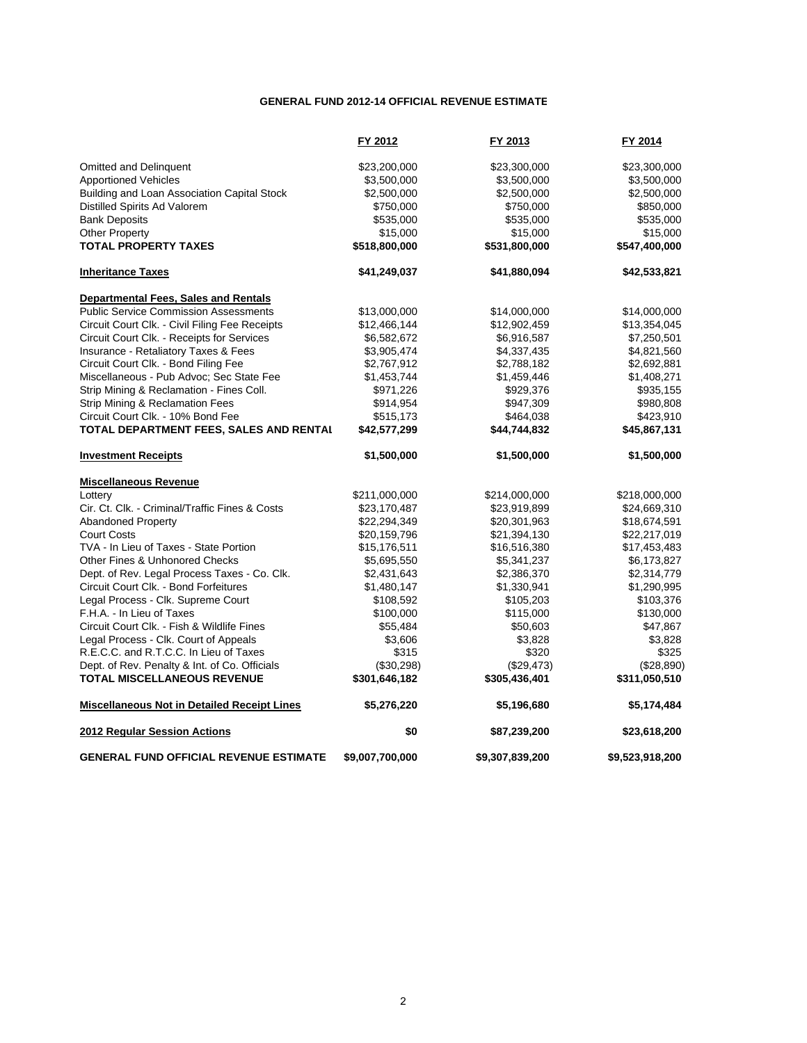**GENERAL FUND 2012-14 OFFICIAL REVENUE ESTIMATE**

| | FY 2012 | FY 2013 | FY 2014 |
|---|---|---|---|
| Omitted and Delinquent | $23,200,000 | $23,300,000 | $23,300,000 |
| Apportioned Vehicles | $3,500,000 | $3,500,000 | $3,500,000 |
| Building and Loan Association Capital Stock | $2,500,000 | $2,500,000 | $2,500,000 |
| Distilled Spirits Ad Valorem | $750,000 | $750,000 | $850,000 |
| Bank Deposits | $535,000 | $535,000 | $535,000 |
| Other Property | $15,000 | $15,000 | $15,000 |
| **TOTAL PROPERTY TAXES** | **$518,800,000** | **$531,800,000** | **$547,400,000** |
| | | | |
| **Inheritance Taxes** | **$41,249,037** | **$41,880,094** | **$42,533,821** |
| | | | |
| **Departmental Fees, Sales and Rentals** | | | |
| Public Service Commission Assessments | $13,000,000 | $14,000,000 | $14,000,000 |
| Circuit Court Clk. - Civil Filing Fee Receipts | $12,466,144 | $12,902,459 | $13,354,045 |
| Circuit Court Clk. - Receipts for Services | $6,582,672 | $6,916,587 | $7,250,501 |
| Insurance - Retaliatory Taxes & Fees | $3,905,474 | $4,337,435 | $4,821,560 |
| Circuit Court Clk. - Bond Filing Fee | $2,767,912 | $2,788,182 | $2,692,881 |
| Miscellaneous - Pub Advoc; Sec State Fee | $1,453,744 | $1,459,446 | $1,408,271 |
| Strip Mining & Reclamation - Fines Coll. | $971,226 | $929,376 | $935,155 |
| Strip Mining & Reclamation Fees | $914,954 | $947,309 | $980,808 |
| Circuit Court Clk. - 10% Bond Fee | $515,173 | $464,038 | $423,910 |
| **TOTAL DEPARTMENT FEES, SALES AND RENTAL** | **$42,577,299** | **$44,744,832** | **$45,867,131** |
| | | | |
| **Investment Receipts** | **$1,500,000** | **$1,500,000** | **$1,500,000** |
| | | | |
| **Miscellaneous Revenue** | | | |
| Lottery | $211,000,000 | $214,000,000 | $218,000,000 |
| Cir. Ct. Clk. - Criminal/Traffic Fines & Costs | $23,170,487 | $23,919,899 | $24,669,310 |
| Abandoned Property | $22,294,349 | $20,301,963 | $18,674,591 |
| Court Costs | $20,159,796 | $21,394,130 | $22,217,019 |
| TVA - In Lieu of Taxes - State Portion | $15,176,511 | $16,516,380 | $17,453,483 |
| Other Fines & Unhonored Checks | $5,695,550 | $5,341,237 | $6,173,827 |
| Dept. of Rev. Legal Process Taxes - Co. Clk. | $2,431,643 | $2,386,370 | $2,314,779 |
| Circuit Court Clk. - Bond Forfeitures | $1,480,147 | $1,330,941 | $1,290,995 |
| Legal Process - Clk. Supreme Court | $108,592 | $105,203 | $103,376 |
| F.H.A. - In Lieu of Taxes | $100,000 | $115,000 | $130,000 |
| Circuit Court Clk. - Fish & Wildlife Fines | $55,484 | $50,603 | $47,867 |
| Legal Process - Clk. Court of Appeals | $3,606 | $3,828 | $3,828 |
| R.E.C.C. and R.T.C.C. In Lieu of Taxes | $315 | $320 | $325 |
| Dept. of Rev. Penalty & Int. of Co. Officials | ($30,298) | ($29,473) | ($28,890) |
| **TOTAL MISCELLANEOUS REVENUE** | **$301,646,182** | **$305,436,401** | **$311,050,510** |
| | | | |
| **Miscellaneous Not in Detailed Receipt Lines** | **$5,276,220** | **$5,196,680** | **$5,174,484** |
| | | | |
| **2012 Regular Session Actions** | **$0** | **$87,239,200** | **$23,618,200** |
| | | | |
| **GENERAL FUND OFFICIAL REVENUE ESTIMATE** | **$9,007,700,000** | **$9,307,839,200** | **$9,523,918,200** |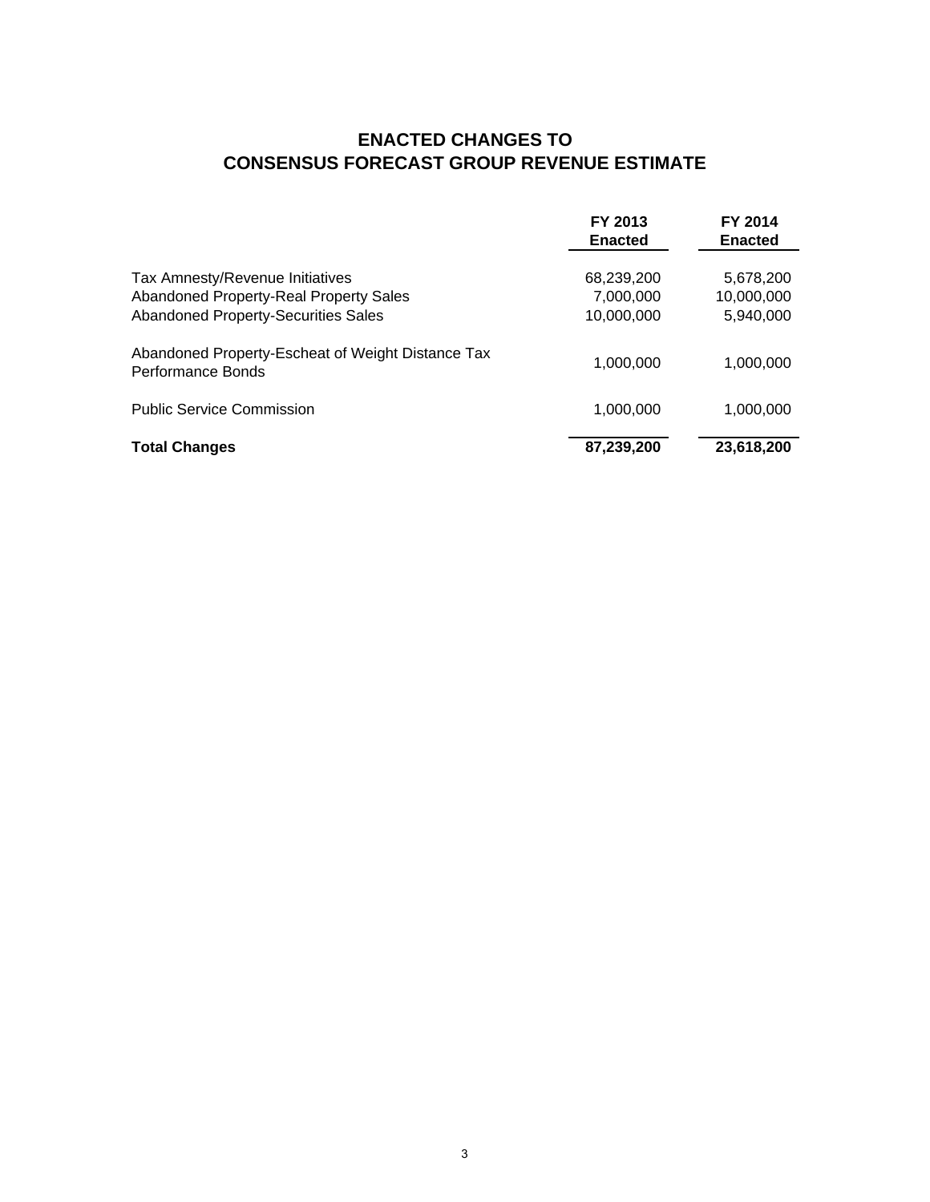# ENACTED CHANGES TO
# CONSENSUS FORECAST GROUP REVENUE ESTIMATE

| | FY 2013 Enacted | FY 2014 Enacted |
|---|---|---|
| Tax Amnesty/Revenue Initiatives | 68,239,200 | 5,678,200 |
| Abandoned Property-Real Property Sales | 7,000,000 | 10,000,000 |
| Abandoned Property-Securities Sales | 10,000,000 | 5,940,000 |
| Abandoned Property-Escheat of Weight Distance Tax Performance Bonds | 1,000,000 | 1,000,000 |
| Public Service Commission | 1,000,000 | 1,000,000 |
| **Total Changes** | **87,239,200** | **23,618,200** |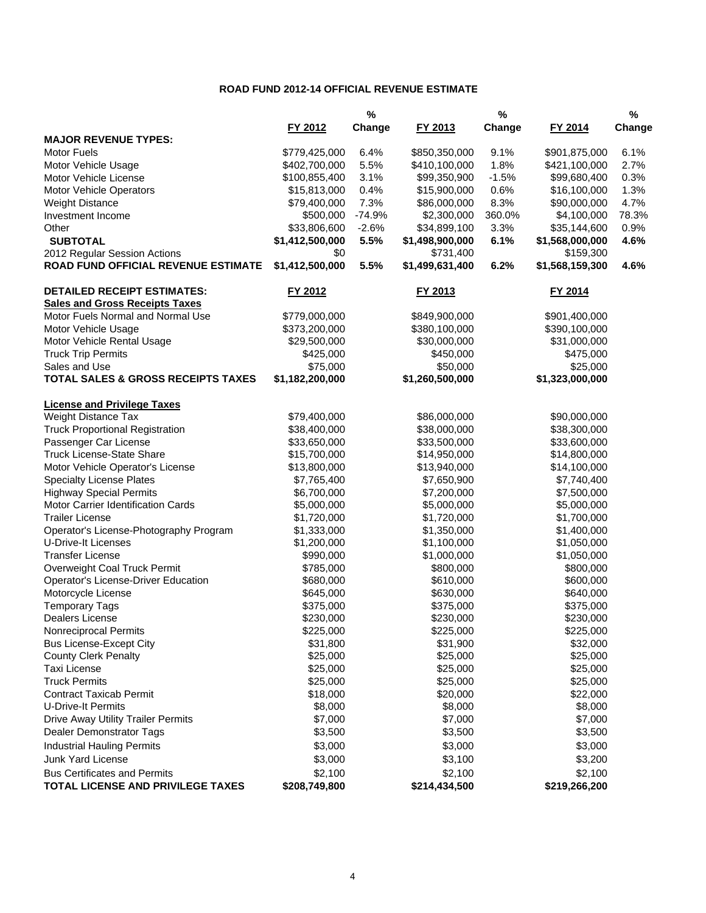# ROAD FUND 2012-14 OFFICIAL REVENUE ESTIMATE

| | FY 2012 | % Change | FY 2013 | % Change | FY 2014 | % Change |
|---|---|---|---|---|---|---|
| **MAJOR REVENUE TYPES:** | | | | | | |
| Motor Fuels | $779,425,000 | 6.4% | $850,350,000 | 9.1% | $901,875,000 | 6.1% |
| Motor Vehicle Usage | $402,700,000 | 5.5% | $410,100,000 | 1.8% | $421,100,000 | 2.7% |
| Motor Vehicle License | $100,855,400 | 3.1% | $99,350,900 | -1.5% | $99,680,400 | 0.3% |
| Motor Vehicle Operators | $15,813,000 | 0.4% | $15,900,000 | 0.6% | $16,100,000 | 1.3% |
| Weight Distance | $79,400,000 | 7.3% | $86,000,000 | 8.3% | $90,000,000 | 4.7% |
| Investment Income | $500,000 | -74.9% | $2,300,000 | 360.0% | $4,100,000 | 78.3% |
| Other | $33,806,600 | -2.6% | $34,899,100 | 3.3% | $35,144,600 | 0.9% |
| **SUBTOTAL** | **$1,412,500,000** | **5.5%** | **$1,498,900,000** | **6.1%** | **$1,568,000,000** | **4.6%** |
| 2012 Regular Session Actions | $0 | | $731,400 | | $159,300 | |
| **ROAD FUND OFFICIAL REVENUE ESTIMATE** | **$1,412,500,000** | **5.5%** | **$1,499,631,400** | **6.2%** | **$1,568,159,300** | **4.6%** |

| **DETAILED RECEIPT ESTIMATES:** | FY 2012 | FY 2013 | FY 2014 |
|---|---|---|---|
| **Sales and Gross Receipts Taxes** | | | |
| Motor Fuels Normal and Normal Use | $779,000,000 | $849,900,000 | $901,400,000 |
| Motor Vehicle Usage | $373,200,000 | $380,100,000 | $390,100,000 |
| Motor Vehicle Rental Usage | $29,500,000 | $30,000,000 | $31,000,000 |
| Truck Trip Permits | $425,000 | $450,000 | $475,000 |
| Sales and Use | $75,000 | $50,000 | $25,000 |
| **TOTAL SALES & GROSS RECEIPTS TAXES** | **$1,182,200,000** | **$1,260,500,000** | **$1,323,000,000** |
| **License and Privilege Taxes** | | | |
| Weight Distance Tax | $79,400,000 | $86,000,000 | $90,000,000 |
| Truck Proportional Registration | $38,400,000 | $38,000,000 | $38,300,000 |
| Passenger Car License | $33,650,000 | $33,500,000 | $33,600,000 |
| Truck License-State Share | $15,700,000 | $14,950,000 | $14,800,000 |
| Motor Vehicle Operator's License | $13,800,000 | $13,940,000 | $14,100,000 |
| Specialty License Plates | $7,765,400 | $7,650,900 | $7,740,400 |
| Highway Special Permits | $6,700,000 | $7,200,000 | $7,500,000 |
| Motor Carrier Identification Cards | $5,000,000 | $5,000,000 | $5,000,000 |
| Trailer License | $1,720,000 | $1,720,000 | $1,700,000 |
| Operator's License-Photography Program | $1,333,000 | $1,350,000 | $1,400,000 |
| U-Drive-It Licenses | $1,200,000 | $1,100,000 | $1,050,000 |
| Transfer License | $990,000 | $1,000,000 | $1,050,000 |
| Overweight Coal Truck Permit | $785,000 | $800,000 | $800,000 |
| Operator's License-Driver Education | $680,000 | $610,000 | $600,000 |
| Motorcycle License | $645,000 | $630,000 | $640,000 |
| Temporary Tags | $375,000 | $375,000 | $375,000 |
| Dealers License | $230,000 | $230,000 | $230,000 |
| Nonreciprocal Permits | $225,000 | $225,000 | $225,000 |
| Bus License-Except City | $31,800 | $31,900 | $32,000 |
| County Clerk Penalty | $25,000 | $25,000 | $25,000 |
| Taxi License | $25,000 | $25,000 | $25,000 |
| Truck Permits | $25,000 | $25,000 | $25,000 |
| Contract Taxicab Permit | $18,000 | $20,000 | $22,000 |
| U-Drive-It Permits | $8,000 | $8,000 | $8,000 |
| Drive Away Utility Trailer Permits | $7,000 | $7,000 | $7,000 |
| Dealer Demonstrator Tags | $3,500 | $3,500 | $3,500 |
| Industrial Hauling Permits | $3,000 | $3,000 | $3,000 |
| Junk Yard License | $3,000 | $3,100 | $3,200 |
| Bus Certificates and Permits | $2,100 | $2,100 | $2,100 |
| **TOTAL LICENSE AND PRIVILEGE TAXES** | **$208,749,800** | **$214,434,500** | **$219,266,200** |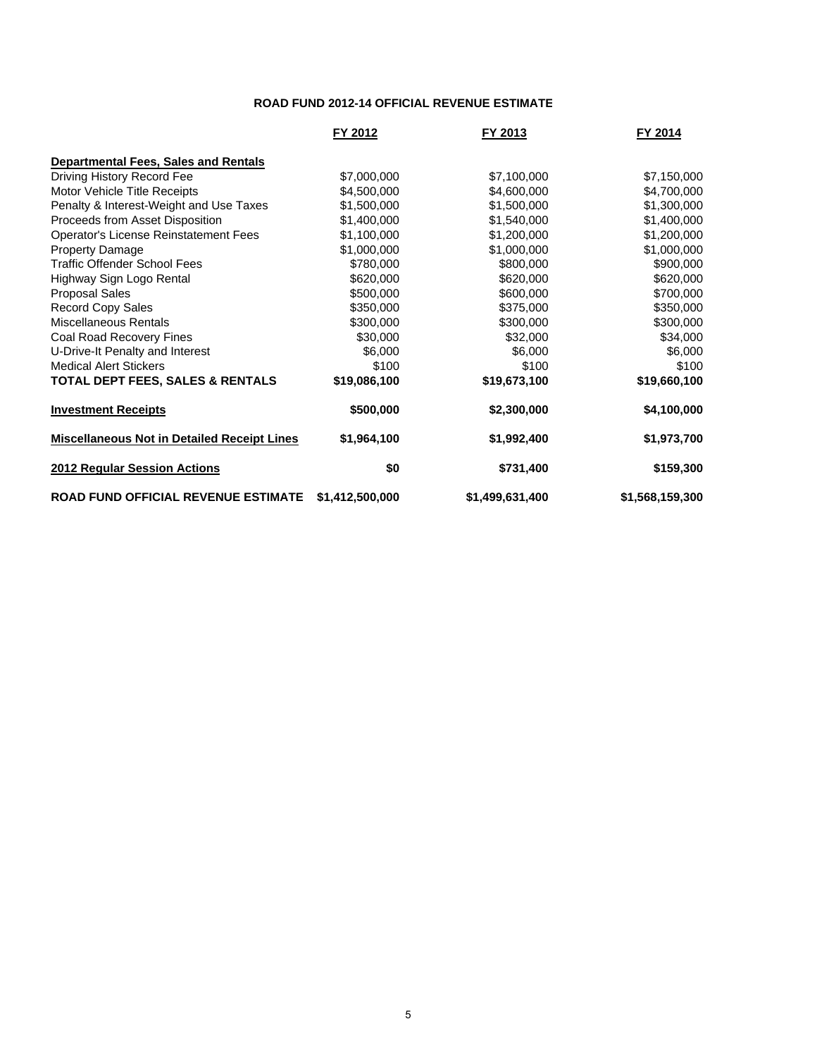**ROAD FUND 2012-14 OFFICIAL REVENUE ESTIMATE**

| | FY 2012 | FY 2013 | FY 2014 |
|---|---|---|---|
| **Departmental Fees, Sales and Rentals** | | | |
| Driving History Record Fee | $7,000,000 | $7,100,000 | $7,150,000 |
| Motor Vehicle Title Receipts | $4,500,000 | $4,600,000 | $4,700,000 |
| Penalty & Interest-Weight and Use Taxes | $1,500,000 | $1,500,000 | $1,300,000 |
| Proceeds from Asset Disposition | $1,400,000 | $1,540,000 | $1,400,000 |
| Operator's License Reinstatement Fees | $1,100,000 | $1,200,000 | $1,200,000 |
| Property Damage | $1,000,000 | $1,000,000 | $1,000,000 |
| Traffic Offender School Fees | $780,000 | $800,000 | $900,000 |
| Highway Sign Logo Rental | $620,000 | $620,000 | $620,000 |
| Proposal Sales | $500,000 | $600,000 | $700,000 |
| Record Copy Sales | $350,000 | $375,000 | $350,000 |
| Miscellaneous Rentals | $300,000 | $300,000 | $300,000 |
| Coal Road Recovery Fines | $30,000 | $32,000 | $34,000 |
| U-Drive-It Penalty and Interest | $6,000 | $6,000 | $6,000 |
| Medical Alert Stickers | $100 | $100 | $100 |
| **TOTAL DEPT FEES, SALES & RENTALS** | **$19,086,100** | **$19,673,100** | **$19,660,100** |
| **Investment Receipts** | **$500,000** | **$2,300,000** | **$4,100,000** |
| **Miscellaneous Not in Detailed Receipt Lines** | **$1,964,100** | **$1,992,400** | **$1,973,700** |
| **2012 Regular Session Actions** | **$0** | **$731,400** | **$159,300** |
| **ROAD FUND OFFICIAL REVENUE ESTIMATE** | **$1,412,500,000** | **$1,499,631,400** | **$1,568,159,300** |